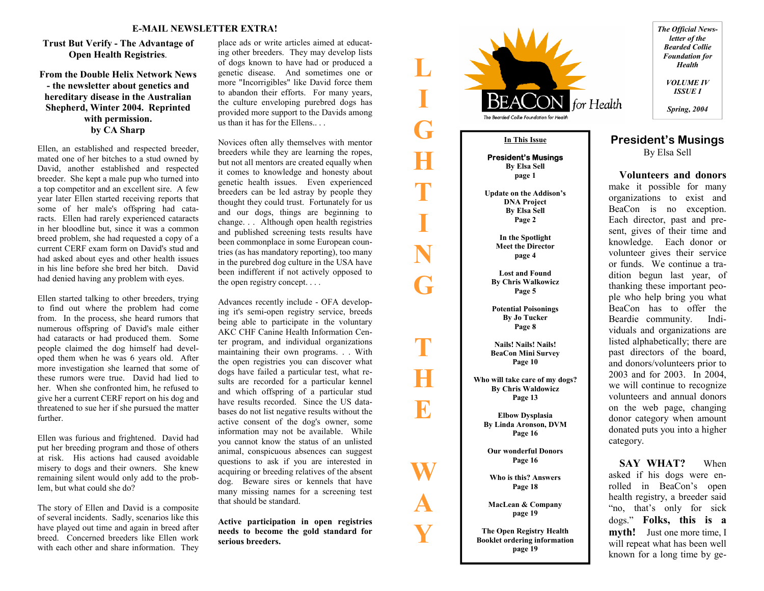**E-MAIL NEWSLETTER EXTRA!**

## Trust But Verify - The Advantage of Open Health Registries.

**From the Double Helix Network News - the newsletter about genetics and hereditary disease in the Australian Shepherd, Winter 2004. Reprinted with permission.**
**by CA Sharp**

Ellen, an established and respected breeder, mated one of her bitches to a stud owned by David, another established and respected breeder. She kept a male pup who turned into a top competitor and an excellent sire. A few year later Ellen started receiving reports that some of her male's offspring had cataracts. Ellen had rarely experienced cataracts in her bloodline but, since it was a common breed problem, she had requested a copy of a current CERF exam form on David's stud and had asked about eyes and other health issues in his line before she bred her bitch. David had denied having any problem with eyes.

Ellen started talking to other breeders, trying to find out where the problem had come from. In the process, she heard rumors that numerous offspring of David's male either had cataracts or had produced them. Some people claimed the dog himself had developed them when he was 6 years old. After more investigation she learned that some of these rumors were true. David had lied to her. When she confronted him, he refused to give her a current CERF report on his dog and threatened to sue her if she pursued the matter further.

Ellen was furious and frightened. David had put her breeding program and those of others at risk. His actions had caused avoidable misery to dogs and their owners. She knew remaining silent would only add to the problem, but what could she do?

The story of Ellen and David is a composite of several incidents. Sadly, scenarios like this have played out time and again in breed after breed. Concerned breeders like Ellen work with each other and share information. They place ads or write articles aimed at educating other breeders. They may develop lists of dogs known to have had or produced a genetic disease. And sometimes one or more "Incorrigibles" like David force them to abandon their efforts. For many years, the culture enveloping purebred dogs has provided more support to the Davids among us than it has for the Ellens.. . .

Novices often ally themselves with mentor breeders while they are learning the ropes, but not all mentors are created equally when it comes to knowledge and honesty about genetic health issues. Even experienced breeders can be led astray by people they thought they could trust. Fortunately for us and our dogs, things are beginning to change. . . Although open health registries and published screening tests results have been commonplace in some European countries (as has mandatory reporting), too many in the purebred dog culture in the USA have been indifferent if not actively opposed to the open registry concept. . . .

Advances recently include - OFA developing it's semi-open registry service, breeds being able to participate in the voluntary AKC CHF Canine Health Information Center program, and individual organizations maintaining their own programs. . . With the open registries you can discover what dogs have failed a particular test, what results are recorded for a particular kennel and which offspring of a particular stud have results recorded. Since the US databases do not list negative results without the active consent of the dog's owner, some information may not be available. While you cannot know the status of an unlisted animal, conspicuous absences can suggest questions to ask if you are interested in acquiring or breeding relatives of the absent dog. Beware sires or kennels that have many missing names for a screening test that should be standard.

**Active participation in open registries needs to become the gold standard for serious breeders.**

**LIGHTING THE WAY**

BeaCon for Health — The Bearded Collie Foundation for Health

*The Official Newsletter of the Bearded Collie Foundation for Health*

*VOLUME IV ISSUE I*

*Spring, 2004*

**In This Issue**

- **President's Musings** By Elsa Sell page 1
- **Update on the Addison's DNA Project** By Elsa Sell Page 2
- **In the Spotlight Meet the Director** page 4
- **Lost and Found** By Chris Walkowicz Page 5
- **Potential Poisonings** By Jo Tucker Page 8
- **Nails! Nails! Nails! BeaCon Mini Survey** Page 10
- **Who will take care of my dogs?** By Chris Waldowicz Page 13
- **Elbow Dysplasia** By Linda Aronson, DVM Page 16
- **Our wonderful Donors** Page 16
- **Who is this? Answers** Page 18
- **MacLean & Company** page 19
- **The Open Registry Health Booklet ordering information** page 19

## President's Musings

By Elsa Sell

**Volunteers and donors** make it possible for many organizations to exist and BeaCon is no exception. Each director, past and present, gives of their time and knowledge. Each donor or volunteer gives their service or funds. We continue a tradition begun last year, of thanking these important people who help bring you what BeaCon has to offer the Beardie community. Individuals and organizations are listed alphabetically; there are past directors of the board, and donors/volunteers prior to 2003 and for 2003. In 2004, we will continue to recognize volunteers and annual donors on the web page, changing donor category when amount donated puts you into a higher category.

**SAY WHAT?** When asked if his dogs were enrolled in BeaCon's open health registry, a breeder said "no, that's only for sick dogs." **Folks, this is a myth!** Just one more time, I will repeat what has been well known for a long time by ge-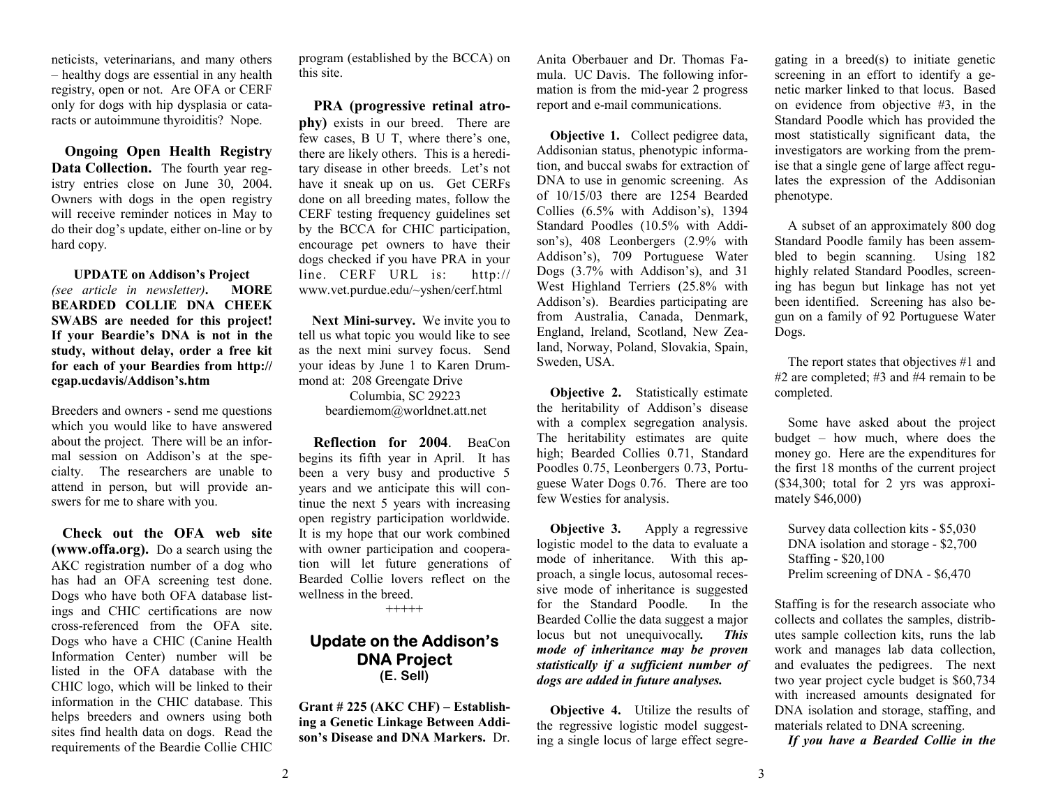neticists, veterinarians, and many others – healthy dogs are essential in any health registry, open or not. Are OFA or CERF only for dogs with hip dysplasia or cataracts or autoimmune thyroiditis? Nope.

**Ongoing Open Health Registry Data Collection.** The fourth year registry entries close on June 30, 2004. Owners with dogs in the open registry will receive reminder notices in May to do their dog's update, either on-line or by hard copy.

**UPDATE on Addison's Project** *(see article in newsletter)*. **MORE BEARDED COLLIE DNA CHEEK SWABS are needed for this project! If your Beardie's DNA is not in the study, without delay, order a free kit for each of your Beardies from http://cgap.ucdavis/Addison's.htm**

Breeders and owners - send me questions which you would like to have answered about the project. There will be an informal session on Addison's at the specialty. The researchers are unable to attend in person, but will provide answers for me to share with you.

**Check out the OFA web site (www.offa.org).** Do a search using the AKC registration number of a dog who has had an OFA screening test done. Dogs who have both OFA database listings and CHIC certifications are now cross-referenced from the OFA site. Dogs who have a CHIC (Canine Health Information Center) number will be listed in the OFA database with the CHIC logo, which will be linked to their information in the CHIC database. This helps breeders and owners using both sites find health data on dogs. Read the requirements of the Beardie Collie CHIC program (established by the BCCA) on this site.

**PRA (progressive retinal atrophy)** exists in our breed. There are few cases, B U T, where there's one, there are likely others. This is a hereditary disease in other breeds. Let's not have it sneak up on us. Get CERFs done on all breeding mates, follow the CERF testing frequency guidelines set by the BCCA for CHIC participation, encourage pet owners to have their dogs checked if you have PRA in your line. CERF URL is: http://www.vet.purdue.edu/~yshen/cerf.html

**Next Mini-survey.** We invite you to tell us what topic you would like to see as the next mini survey focus. Send your ideas by June 1 to Karen Drummond at: 208 Greengate Drive
Columbia, SC 29223
beardiemom@worldnet.att.net

**Reflection for 2004**. BeaCon begins its fifth year in April. It has been a very busy and productive 5 years and we anticipate this will continue the next 5 years with increasing open registry participation worldwide. It is my hope that our work combined with owner participation and cooperation will let future generations of Bearded Collie lovers reflect on the wellness in the breed.

+++++

## Update on the Addison's DNA Project
**(E. Sell)**

**Grant # 225 (AKC CHF) – Establishing a Genetic Linkage Between Addison's Disease and DNA Markers.** Dr. Anita Oberbauer and Dr. Thomas Famula. UC Davis. The following information is from the mid-year 2 progress report and e-mail communications.

**Objective 1.** Collect pedigree data, Addisonian status, phenotypic information, and buccal swabs for extraction of DNA to use in genomic screening. As of 10/15/03 there are 1254 Bearded Collies (6.5% with Addison's), 1394 Standard Poodles (10.5% with Addison's), 408 Leonbergers (2.9% with Addison's), 709 Portuguese Water Dogs (3.7% with Addison's), and 31 West Highland Terriers (25.8% with Addison's). Beardies participating are from Australia, Canada, Denmark, England, Ireland, Scotland, New Zealand, Norway, Poland, Slovakia, Spain, Sweden, USA.

**Objective 2.** Statistically estimate the heritability of Addison's disease with a complex segregation analysis. The heritability estimates are quite high; Bearded Collies 0.71, Standard Poodles 0.75, Leonbergers 0.73, Portuguese Water Dogs 0.76. There are too few Westies for analysis.

**Objective 3.** Apply a regressive logistic model to the data to evaluate a mode of inheritance. With this approach, a single locus, autosomal recessive mode of inheritance is suggested for the Standard Poodle. In the Bearded Collie the data suggest a major locus but not unequivocally. ***This mode of inheritance may be proven statistically if a sufficient number of dogs are added in future analyses.***

**Objective 4.** Utilize the results of the regressive logistic model suggesting a single locus of large effect segregating in a breed(s) to initiate genetic screening in an effort to identify a genetic marker linked to that locus. Based on evidence from objective #3, in the Standard Poodle which has provided the most statistically significant data, the investigators are working from the premise that a single gene of large affect regulates the expression of the Addisonian phenotype.

A subset of an approximately 800 dog Standard Poodle family has been assembled to begin scanning. Using 182 highly related Standard Poodles, screening has begun but linkage has not yet been identified. Screening has also begun on a family of 92 Portuguese Water Dogs.

The report states that objectives #1 and #2 are completed; #3 and #4 remain to be completed.

Some have asked about the project budget – how much, where does the money go. Here are the expenditures for the first 18 months of the current project ($34,300; total for 2 yrs was approximately $46,000)

Survey data collection kits - $5,030
DNA isolation and storage - $2,700
Staffing - $20,100
Prelim screening of DNA - $6,470

Staffing is for the research associate who collects and collates the samples, distributes sample collection kits, runs the lab work and manages lab data collection, and evaluates the pedigrees. The next two year project cycle budget is $60,734 with increased amounts designated for DNA isolation and storage, staffing, and materials related to DNA screening.

***If you have a Bearded Collie in the***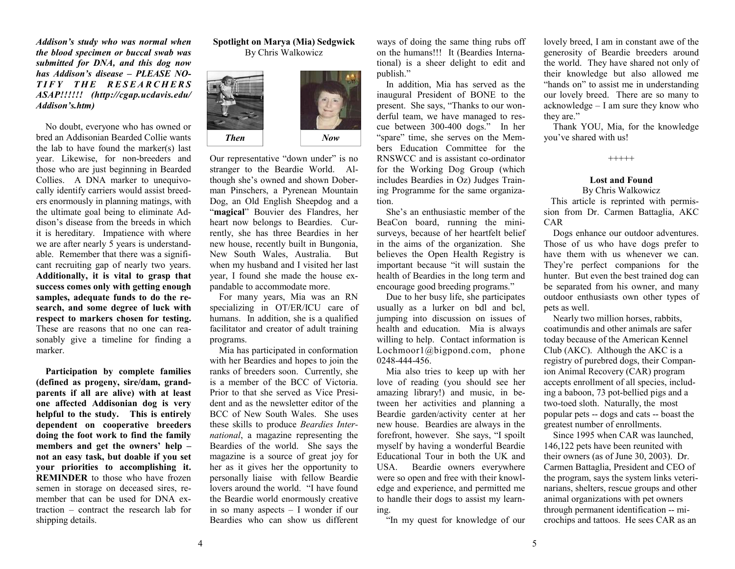***Addison's study who was normal when the blood specimen or buccal swab was submitted for DNA, and this dog now has Addison's disease – PLEASE NOTIFY THE RESEARCHERS ASAP!!!!!! (http://cgap.ucdavis.edu/Addison's.htm)***

No doubt, everyone who has owned or bred an Addisonian Bearded Collie wants the lab to have found the marker(s) last year. Likewise, for non-breeders and those who are just beginning in Bearded Collies. A DNA marker to unequivocally identify carriers would assist breeders enormously in planning matings, with the ultimate goal being to eliminate Addison's disease from the breeds in which it is hereditary. Impatience with where we are after nearly 5 years is understandable. Remember that there was a significant recruiting gap of nearly two years. **Additionally, it is vital to grasp that success comes only with getting enough samples, adequate funds to do the research, and some degree of luck with respect to markers chosen for testing.** These are reasons that no one can reasonably give a timeline for finding a marker.

**Participation by complete families (defined as progeny, sire/dam, grandparents if all are alive) with at least one affected Addisonian dog is very helpful to the study. This is entirely dependent on cooperative breeders doing the foot work to find the family members and get the owners' help – not an easy task, but doable if you set your priorities to accomplishing it. REMINDER** to those who have frozen semen in storage on deceased sires, remember that can be used for DNA extraction – contract the research lab for shipping details.

### Spotlight on Marya (Mia) Sedgwick

By Chris Walkowicz

***Then*** ***Now***

Our representative "down under" is no stranger to the Beardie World. Although she's owned and shown Doberman Pinschers, a Pyrenean Mountain Dog, an Old English Sheepdog and a "**magical**" Bouvier des Flandres, her heart now belongs to Beardies. Currently, she has three Beardies in her new house, recently built in Bungonia, New South Wales, Australia. But when my husband and I visited her last year, I found she made the house expandable to accommodate more.

For many years, Mia was an RN specializing in OT/ER/ICU care of humans. In addition, she is a qualified facilitator and creator of adult training programs.

Mia has participated in conformation with her Beardies and hopes to join the ranks of breeders soon. Currently, she is a member of the BCC of Victoria. Prior to that she served as Vice President and as the newsletter editor of the BCC of New South Wales. She uses these skills to produce *Beardies International*, a magazine representing the Beardies of the world. She says the magazine is a source of great joy for her as it gives her the opportunity to personally liaise with fellow Beardie lovers around the world. "I have found the Beardie world enormously creative in so many aspects – I wonder if our Beardies who can show us different ways of doing the same thing rubs off on the humans!!! It (Beardies International) is a sheer delight to edit and publish."

In addition, Mia has served as the inaugural President of BONE to the present. She says, "Thanks to our wonderful team, we have managed to rescue between 300-400 dogs." In her "spare" time, she serves on the Members Education Committee for the RNSWCC and is assistant co-ordinator for the Working Dog Group (which includes Beardies in Oz) Judges Training Programme for the same organization.

She's an enthusiastic member of the BeaCon board, running the mini-surveys, because of her heartfelt belief in the aims of the organization. She believes the Open Health Registry is important because "it will sustain the health of Beardies in the long term and encourage good breeding programs."

Due to her busy life, she participates usually as a lurker on bdl and bcl, jumping into discussion on issues of health and education. Mia is always willing to help. Contact information is Lochmoor1@bigpond.com, phone 0248-444-456.

Mia also tries to keep up with her love of reading (you should see her amazing library!) and music, in between her activities and planning a Beardie garden/activity center at her new house. Beardies are always in the forefront, however. She says, "I spoilt myself by having a wonderful Beardie Educational Tour in both the UK and USA. Beardie owners everywhere were so open and free with their knowledge and experience, and permitted me to handle their dogs to assist my learning.

"In my quest for knowledge of our lovely breed, I am in constant awe of the generosity of Beardie breeders around the world. They have shared not only of their knowledge but also allowed me "hands on" to assist me in understanding our lovely breed. There are so many to acknowledge – I am sure they know who they are."

Thank YOU, Mia, for the knowledge you've shared with us!

+++++

### Lost and Found

By Chris Walkowicz

This article is reprinted with permission from Dr. Carmen Battaglia, AKC CAR

Dogs enhance our outdoor adventures. Those of us who have dogs prefer to have them with us whenever we can. They're perfect companions for the hunter. But even the best trained dog can be separated from his owner, and many outdoor enthusiasts own other types of pets as well.

Nearly two million horses, rabbits, coatimundis and other animals are safer today because of the American Kennel Club (AKC). Although the AKC is a registry of purebred dogs, their Companion Animal Recovery (CAR) program accepts enrollment of all species, including a baboon, 73 pot-bellied pigs and a two-toed sloth. Naturally, the most popular pets -- dogs and cats -- boast the greatest number of enrollments.

Since 1995 when CAR was launched, 146,122 pets have been reunited with their owners (as of June 30, 2003). Dr. Carmen Battaglia, President and CEO of the program, says the system links veterinarians, shelters, rescue groups and other animal organizations with pet owners through permanent identification -- microchips and tattoos. He sees CAR as an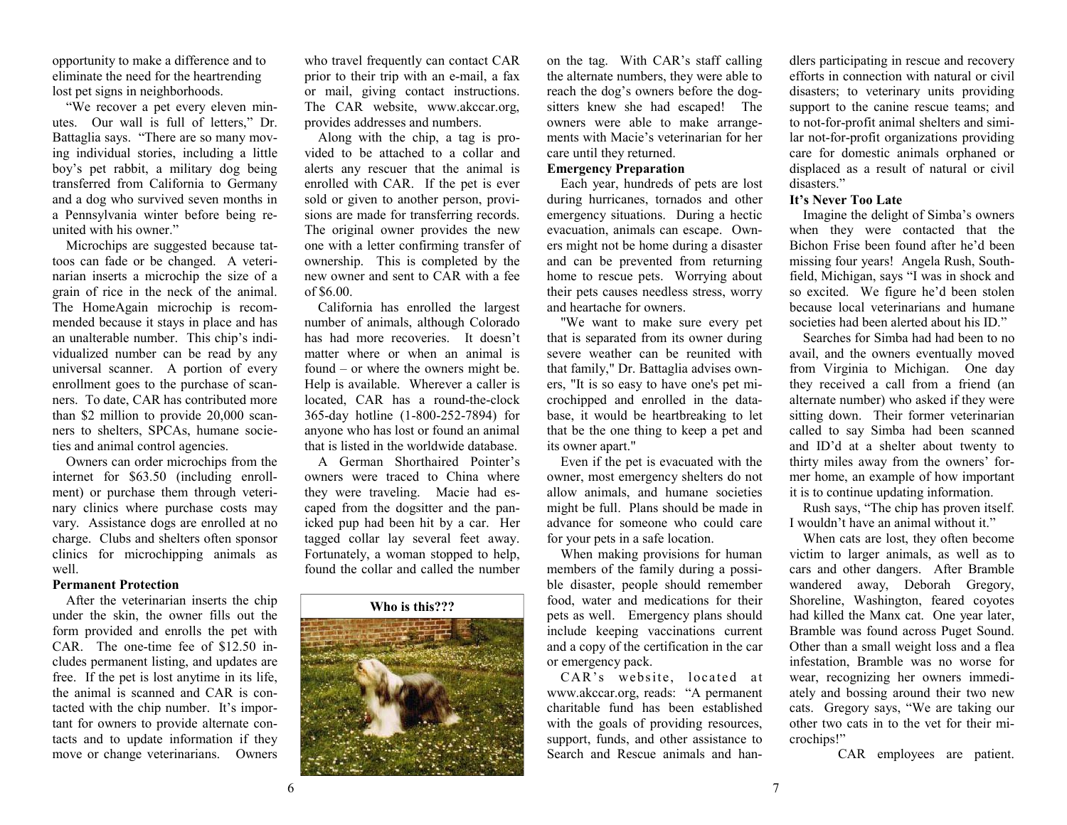opportunity to make a difference and to eliminate the need for the heartrending lost pet signs in neighborhoods.

"We recover a pet every eleven minutes. Our wall is full of letters," Dr. Battaglia says. "There are so many moving individual stories, including a little boy's pet rabbit, a military dog being transferred from California to Germany and a dog who survived seven months in a Pennsylvania winter before being reunited with his owner."

Microchips are suggested because tattoos can fade or be changed. A veterinarian inserts a microchip the size of a grain of rice in the neck of the animal. The HomeAgain microchip is recommended because it stays in place and has an unalterable number. This chip's individualized number can be read by any universal scanner. A portion of every enrollment goes to the purchase of scanners. To date, CAR has contributed more than $2 million to provide 20,000 scanners to shelters, SPCAs, humane societies and animal control agencies.

Owners can order microchips from the internet for $63.50 (including enrollment) or purchase them through veterinary clinics where purchase costs may vary. Assistance dogs are enrolled at no charge. Clubs and shelters often sponsor clinics for microchipping animals as well.

**Permanent Protection**

After the veterinarian inserts the chip under the skin, the owner fills out the form provided and enrolls the pet with CAR. The one-time fee of $12.50 includes permanent listing, and updates are free. If the pet is lost anytime in its life, the animal is scanned and CAR is contacted with the chip number. It's important for owners to provide alternate contacts and to update information if they move or change veterinarians. Owners who travel frequently can contact CAR prior to their trip with an e-mail, a fax or mail, giving contact instructions. The CAR website, www.akccar.org, provides addresses and numbers.

Along with the chip, a tag is provided to be attached to a collar and alerts any rescuer that the animal is enrolled with CAR. If the pet is ever sold or given to another person, provisions are made for transferring records. The original owner provides the new one with a letter confirming transfer of ownership. This is completed by the new owner and sent to CAR with a fee of $6.00.

California has enrolled the largest number of animals, although Colorado has had more recoveries. It doesn't matter where or when an animal is found – or where the owners might be. Help is available. Wherever a caller is located, CAR has a round-the-clock 365-day hotline (1-800-252-7894) for anyone who has lost or found an animal that is listed in the worldwide database.

A German Shorthaired Pointer's owners were traced to China where they were traveling. Macie had escaped from the dogsitter and the panicked pup had been hit by a car. Her tagged collar lay several feet away. Fortunately, a woman stopped to help, found the collar and called the number on the tag. With CAR's staff calling the alternate numbers, they were able to reach the dog's owners before the dogsitters knew she had escaped! The owners were able to make arrangements with Macie's veterinarian for her care until they returned.

**Who is this???**

**Emergency Preparation**

Each year, hundreds of pets are lost during hurricanes, tornados and other emergency situations. During a hectic evacuation, animals can escape. Owners might not be home during a disaster and can be prevented from returning home to rescue pets. Worrying about their pets causes needless stress, worry and heartache for owners.

"We want to make sure every pet that is separated from its owner during severe weather can be reunited with that family," Dr. Battaglia advises owners, "It is so easy to have one's pet microchipped and enrolled in the database, it would be heartbreaking to let that be the one thing to keep a pet and its owner apart."

Even if the pet is evacuated with the owner, most emergency shelters do not allow animals, and humane societies might be full. Plans should be made in advance for someone who could care for your pets in a safe location.

When making provisions for human members of the family during a possible disaster, people should remember food, water and medications for their pets as well. Emergency plans should include keeping vaccinations current and a copy of the certification in the car or emergency pack.

CAR's website, located at www.akccar.org, reads: "A permanent charitable fund has been established with the goals of providing resources, support, funds, and other assistance to Search and Rescue animals and handlers participating in rescue and recovery efforts in connection with natural or civil disasters; to veterinary units providing support to the canine rescue teams; and to not-for-profit animal shelters and similar not-for-profit organizations providing care for domestic animals orphaned or displaced as a result of natural or civil disasters."

**It's Never Too Late**

Imagine the delight of Simba's owners when they were contacted that the Bichon Frise been found after he'd been missing four years! Angela Rush, Southfield, Michigan, says "I was in shock and so excited. We figure he'd been stolen because local veterinarians and humane societies had been alerted about his ID."

Searches for Simba had had been to no avail, and the owners eventually moved from Virginia to Michigan. One day they received a call from a friend (an alternate number) who asked if they were sitting down. Their former veterinarian called to say Simba had been scanned and ID'd at a shelter about twenty to thirty miles away from the owners' former home, an example of how important it is to continue updating information.

Rush says, "The chip has proven itself. I wouldn't have an animal without it."

When cats are lost, they often become victim to larger animals, as well as to cars and other dangers. After Bramble wandered away, Deborah Gregory, Shoreline, Washington, feared coyotes had killed the Manx cat. One year later, Bramble was found across Puget Sound. Other than a small weight loss and a flea infestation, Bramble was no worse for wear, recognizing her owners immediately and bossing around their two new cats. Gregory says, "We are taking our other two cats in to the vet for their microchips!"

CAR employees are patient.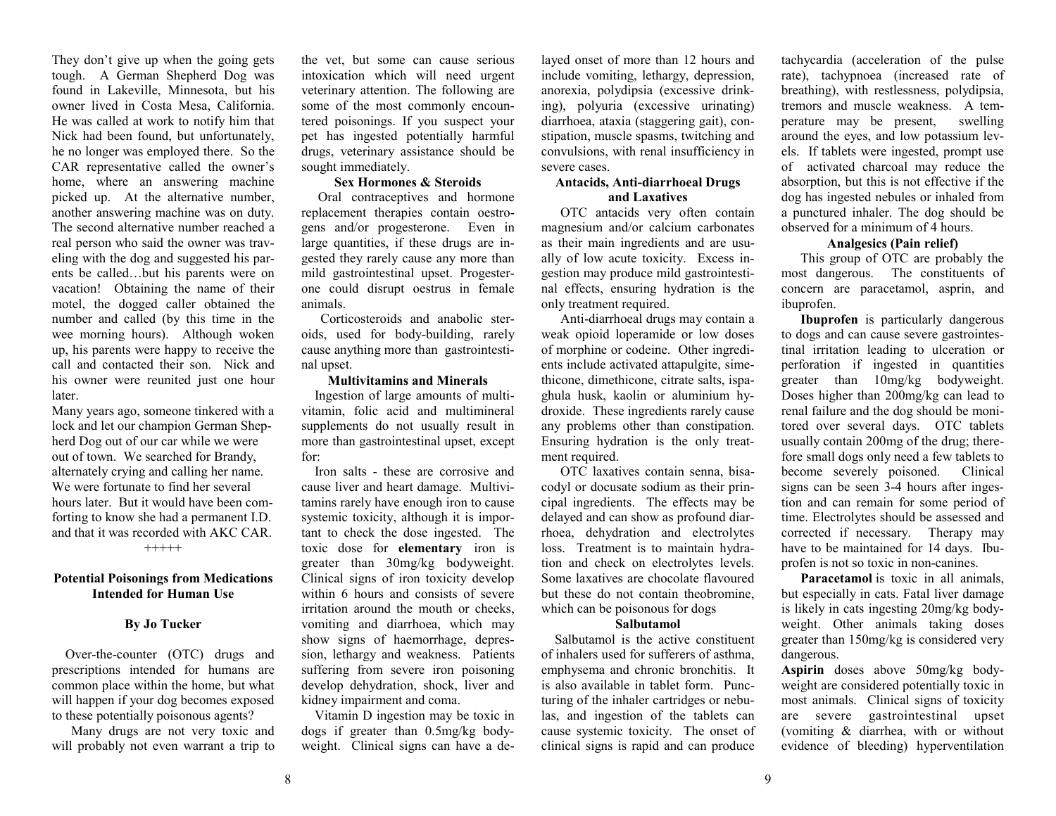They don't give up when the going gets tough. A German Shepherd Dog was found in Lakeville, Minnesota, but his owner lived in Costa Mesa, California. He was called at work to notify him that Nick had been found, but unfortunately, he no longer was employed there. So the CAR representative called the owner's home, where an answering machine picked up. At the alternative number, another answering machine was on duty. The second alternative number reached a real person who said the owner was traveling with the dog and suggested his parents be called…but his parents were on vacation! Obtaining the name of their motel, the dogged caller obtained the number and called (by this time in the wee morning hours). Although woken up, his parents were happy to receive the call and contacted their son. Nick and his owner were reunited just one hour later.

Many years ago, someone tinkered with a lock and let our champion German Shepherd Dog out of our car while we were out of town. We searched for Brandy, alternately crying and calling her name. We were fortunate to find her several hours later. But it would have been comforting to know she had a permanent I.D. and that it was recorded with AKC CAR.

+++++

## Potential Poisonings from Medications Intended for Human Use

**By Jo Tucker**

Over-the-counter (OTC) drugs and prescriptions intended for humans are common place within the home, but what will happen if your dog becomes exposed to these potentially poisonous agents?

Many drugs are not very toxic and will probably not even warrant a trip to the vet, but some can cause serious intoxication which will need urgent veterinary attention. The following are some of the most commonly encountered poisonings. If you suspect your pet has ingested potentially harmful drugs, veterinary assistance should be sought immediately.

### Sex Hormones & Steroids

Oral contraceptives and hormone replacement therapies contain oestrogens and/or progesterone. Even in large quantities, if these drugs are ingested they rarely cause any more than mild gastrointestinal upset. Progesterone could disrupt oestrus in female animals.

Corticosteroids and anabolic steroids, used for body-building, rarely cause anything more than gastrointestinal upset.

### Multivitamins and Minerals

Ingestion of large amounts of multivitamin, folic acid and multimineral supplements do not usually result in more than gastrointestinal upset, except for:

Iron salts - these are corrosive and cause liver and heart damage. Multivitamins rarely have enough iron to cause systemic toxicity, although it is important to check the dose ingested. The toxic dose for **elementary** iron is greater than 30mg/kg bodyweight. Clinical signs of iron toxicity develop within 6 hours and consists of severe irritation around the mouth or cheeks, vomiting and diarrhoea, which may show signs of haemorrhage, depression, lethargy and weakness. Patients suffering from severe iron poisoning develop dehydration, shock, liver and kidney impairment and coma.

Vitamin D ingestion may be toxic in dogs if greater than 0.5mg/kg bodyweight. Clinical signs can have a delayed onset of more than 12 hours and include vomiting, lethargy, depression, anorexia, polydipsia (excessive drinking), polyuria (excessive urinating) diarrhoea, ataxia (staggering gait), constipation, muscle spasms, twitching and convulsions, with renal insufficiency in severe cases.

### Antacids, Anti-diarrhoeal Drugs and Laxatives

OTC antacids very often contain magnesium and/or calcium carbonates as their main ingredients and are usually of low acute toxicity. Excess ingestion may produce mild gastrointestinal effects, ensuring hydration is the only treatment required.

Anti-diarrhoeal drugs may contain a weak opioid loperamide or low doses of morphine or codeine. Other ingredients include activated attapulgite, simethicone, dimethicone, citrate salts, ispaghula husk, kaolin or aluminium hydroxide. These ingredients rarely cause any problems other than constipation. Ensuring hydration is the only treatment required.

OTC laxatives contain senna, bisacodyl or docusate sodium as their principal ingredients. The effects may be delayed and can show as profound diarrhoea, dehydration and electrolytes loss. Treatment is to maintain hydration and check on electrolytes levels. Some laxatives are chocolate flavoured but these do not contain theobromine, which can be poisonous for dogs

### Salbutamol

Salbutamol is the active constituent of inhalers used for sufferers of asthma, emphysema and chronic bronchitis. It is also available in tablet form. Puncturing of the inhaler cartridges or nebulas, and ingestion of the tablets can cause systemic toxicity. The onset of clinical signs is rapid and can produce tachycardia (acceleration of the pulse rate), tachypnoea (increased rate of breathing), with restlessness, polydipsia, tremors and muscle weakness. A temperature may be present, swelling around the eyes, and low potassium levels. If tablets were ingested, prompt use of activated charcoal may reduce the absorption, but this is not effective if the dog has ingested nebules or inhaled from a punctured inhaler. The dog should be observed for a minimum of 4 hours.

### Analgesics (Pain relief)

This group of OTC are probably the most dangerous. The constituents of concern are paracetamol, asprin, and ibuprofen.

**Ibuprofen** is particularly dangerous to dogs and can cause severe gastrointestinal irritation leading to ulceration or perforation if ingested in quantities greater than 10mg/kg bodyweight. Doses higher than 200mg/kg can lead to renal failure and the dog should be monitored over several days. OTC tablets usually contain 200mg of the drug; therefore small dogs only need a few tablets to become severely poisoned. Clinical signs can be seen 3-4 hours after ingestion and can remain for some period of time. Electrolytes should be assessed and corrected if necessary. Therapy may have to be maintained for 14 days. Ibuprofen is not so toxic in non-canines.

**Paracetamol** is toxic in all animals, but especially in cats. Fatal liver damage is likely in cats ingesting 20mg/kg bodyweight. Other animals taking doses greater than 150mg/kg is considered very dangerous.

**Aspirin** doses above 50mg/kg bodyweight are considered potentially toxic in most animals. Clinical signs of toxicity are severe gastrointestinal upset (vomiting & diarrhea, with or without evidence of bleeding) hyperventilation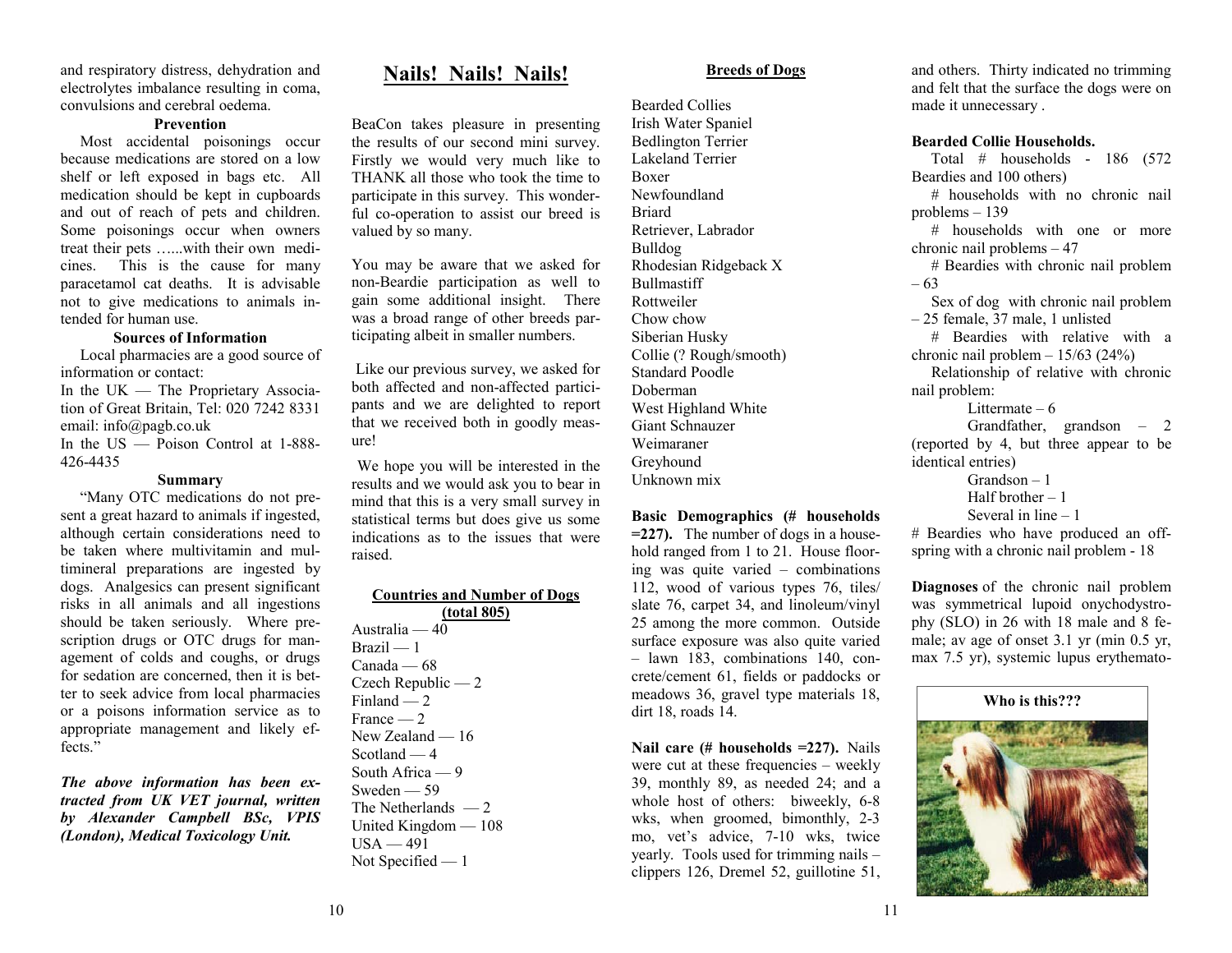and respiratory distress, dehydration and electrolytes imbalance resulting in coma, convulsions and cerebral oedema.

**Prevention**

Most accidental poisonings occur because medications are stored on a low shelf or left exposed in bags etc. All medication should be kept in cupboards and out of reach of pets and children. Some poisonings occur when owners treat their pets …...with their own medicines. This is the cause for many paracetamol cat deaths. It is advisable not to give medications to animals intended for human use.

**Sources of Information**

Local pharmacies are a good source of information or contact:

In the UK — The Proprietary Association of Great Britain, Tel: 020 7242 8331 email: info@pagb.co.uk

In the US — Poison Control at 1-888-426-4435

**Summary**

"Many OTC medications do not present a great hazard to animals if ingested, although certain considerations need to be taken where multivitamin and multimineral preparations are ingested by dogs. Analgesics can present significant risks in all animals and all ingestions should be taken seriously. Where prescription drugs or OTC drugs for management of colds and coughs, or drugs for sedation are concerned, then it is better to seek advice from local pharmacies or a poisons information service as to appropriate management and likely effects."

***The above information has been extracted from UK VET journal, written by Alexander Campbell BSc, VPIS (London), Medical Toxicology Unit.***

# Nails! Nails! Nails!

BeaCon takes pleasure in presenting the results of our second mini survey. Firstly we would very much like to THANK all those who took the time to participate in this survey. This wonderful co-operation to assist our breed is valued by so many.

You may be aware that we asked for non-Beardie participation as well to gain some additional insight. There was a broad range of other breeds participating albeit in smaller numbers.

Like our previous survey, we asked for both affected and non-affected participants and we are delighted to report that we received both in goodly measure!

We hope you will be interested in the results and we would ask you to bear in mind that this is a very small survey in statistical terms but does give us some indications as to the issues that were raised.

**Countries and Number of Dogs (total 805)**

Australia — 40
Brazil — 1
Canada — 68
Czech Republic — 2
Finland — 2
France — 2
New Zealand — 16
Scotland — 4
South Africa — 9
Sweden — 59
The Netherlands — 2
United Kingdom — 108
USA — 491
Not Specified — 1

**Breeds of Dogs**

Bearded Collies
Irish Water Spaniel
Bedlington Terrier
Lakeland Terrier
Boxer
Newfoundland
Briard
Retriever, Labrador
Bulldog
Rhodesian Ridgeback X
Bullmastiff
Rottweiler
Chow chow
Siberian Husky
Collie (? Rough/smooth)
Standard Poodle
Doberman
West Highland White
Giant Schnauzer
Weimaraner
Greyhound
Unknown mix

**Basic Demographics (# households =227).** The number of dogs in a household ranged from 1 to 21. House flooring was quite varied – combinations 112, wood of various types 76, tiles/slate 76, carpet 34, and linoleum/vinyl 25 among the more common. Outside surface exposure was also quite varied – lawn 183, combinations 140, concrete/cement 61, fields or paddocks or meadows 36, gravel type materials 18, dirt 18, roads 14.

**Nail care (# households =227).** Nails were cut at these frequencies – weekly 39, monthly 89, as needed 24; and a whole host of others: biweekly, 6-8 wks, when groomed, bimonthly, 2-3 mo, vet's advice, 7-10 wks, twice yearly. Tools used for trimming nails – clippers 126, Dremel 52, guillotine 51, and others. Thirty indicated no trimming and felt that the surface the dogs were on made it unnecessary .

**Bearded Collie Households.**

Total # households - 186 (572 Beardies and 100 others)

# households with no chronic nail problems – 139

# households with one or more chronic nail problems – 47

# Beardies with chronic nail problem – 63

Sex of dog with chronic nail problem – 25 female, 37 male, 1 unlisted

# Beardies with relative with a chronic nail problem – 15/63 (24%)

Relationship of relative with chronic nail problem:

- Littermate – 6
- Grandfather, grandson – 2 (reported by 4, but three appear to be identical entries)
- Grandson – 1
- Half brother – 1
- Several in line – 1

# Beardies who have produced an offspring with a chronic nail problem - 18

**Diagnoses** of the chronic nail problem was symmetrical lupoid onychodystrophy (SLO) in 26 with 18 male and 8 female; av age of onset 3.1 yr (min 0.5 yr, max 7.5 yr), systemic lupus erythemato-

**Who is this???**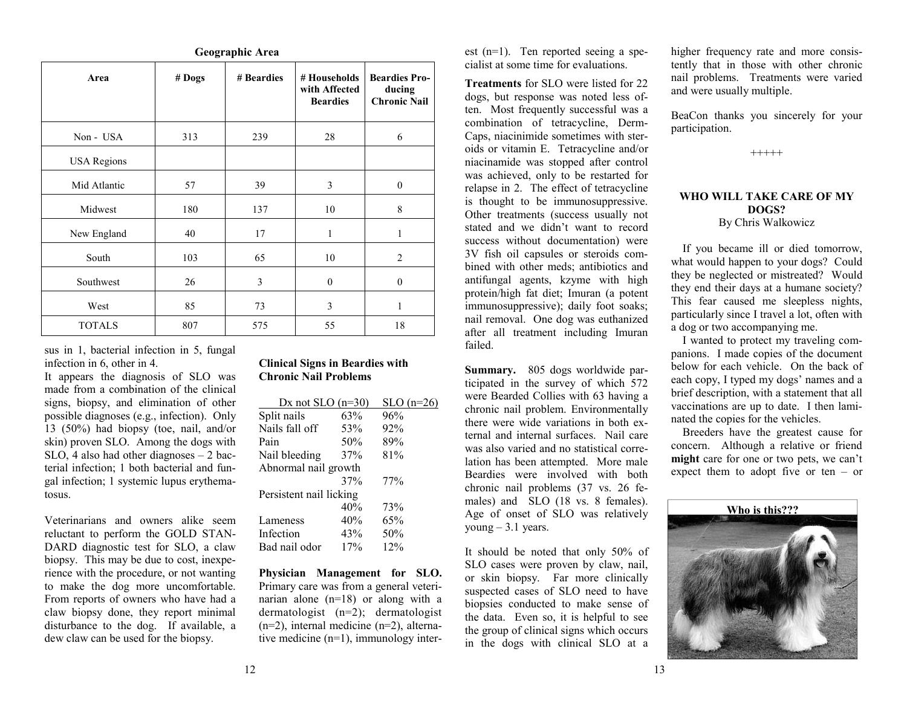**Geographic Area**

| Area | # Dogs | # Beardies | # Households with Affected Beardies | Beardies Producing Chronic Nail |
|---|---|---|---|---|
| Non - USA | 313 | 239 | 28 | 6 |
| USA Regions | | | | |
| Mid Atlantic | 57 | 39 | 3 | 0 |
| Midwest | 180 | 137 | 10 | 8 |
| New England | 40 | 17 | 1 | 1 |
| South | 103 | 65 | 10 | 2 |
| Southwest | 26 | 3 | 0 | 0 |
| West | 85 | 73 | 3 | 1 |
| TOTALS | 807 | 575 | 55 | 18 |

sus in 1, bacterial infection in 5, fungal infection in 6, other in 4.

It appears the diagnosis of SLO was made from a combination of the clinical signs, biopsy, and elimination of other possible diagnoses (e.g., infection). Only 13 (50%) had biopsy (toe, nail, and/or skin) proven SLO. Among the dogs with SLO, 4 also had other diagnoses – 2 bacterial infection; 1 both bacterial and fungal infection; 1 systemic lupus erythematosus.

Veterinarians and owners alike seem reluctant to perform the GOLD STANDARD diagnostic test for SLO, a claw biopsy. This may be due to cost, inexperience with the procedure, or not wanting to make the dog more uncomfortable. From reports of owners who have had a claw biopsy done, they report minimal disturbance to the dog. If available, a dew claw can be used for the biopsy.

**Clinical Signs in Beardies with Chronic Nail Problems**

| | Dx not SLO (n=30) | SLO (n=26) |
|---|---|---|
| Split nails | 63% | 96% |
| Nails fall off | 53% | 92% |
| Pain | 50% | 89% |
| Nail bleeding | 37% | 81% |
| Abnormal nail growth | 37% | 77% |
| Persistent nail licking | 40% | 73% |
| Lameness | 40% | 65% |
| Infection | 43% | 50% |
| Bad nail odor | 17% | 12% |

**Physician Management for SLO.** Primary care was from a general veterinarian alone (n=18) or along with a dermatologist (n=2); dermatologist (n=2), internal medicine (n=2), alternative medicine (n=1), immunology interest (n=1). Ten reported seeing a specialist at some time for evaluations.

**Treatments** for SLO were listed for 22 dogs, but response was noted less often. Most frequently successful was a combination of tetracycline, Derm-Caps, niacinimide sometimes with steroids or vitamin E. Tetracycline and/or niacinamide was stopped after control was achieved, only to be restarted for relapse in 2. The effect of tetracycline is thought to be immunosuppressive. Other treatments (success usually not stated and we didn't want to record success without documentation) were 3V fish oil capsules or steroids combined with other meds; antibiotics and antifungal agents, kzyme with high protein/high fat diet; Imuran (a potent immunosuppressive); daily foot soaks; nail removal. One dog was euthanized after all treatment including Imuran failed.

**Summary.** 805 dogs worldwide participated in the survey of which 572 were Bearded Collies with 63 having a chronic nail problem. Environmentally there were wide variations in both external and internal surfaces. Nail care was also varied and no statistical correlation has been attempted. More male Beardies were involved with both chronic nail problems (37 vs. 26 females) and SLO (18 vs. 8 females). Age of onset of SLO was relatively young – 3.1 years.

It should be noted that only 50% of SLO cases were proven by claw, nail, or skin biopsy. Far more clinically suspected cases of SLO need to have biopsies conducted to make sense of the data. Even so, it is helpful to see the group of clinical signs which occurs in the dogs with clinical SLO at a higher frequency rate and more consistently that in those with other chronic nail problems. Treatments were varied and were usually multiple.

BeaCon thanks you sincerely for your participation.

+++++

## WHO WILL TAKE CARE OF MY DOGS?

By Chris Walkowicz

If you became ill or died tomorrow, what would happen to your dogs? Could they be neglected or mistreated? Would they end their days at a humane society? This fear caused me sleepless nights, particularly since I travel a lot, often with a dog or two accompanying me.

I wanted to protect my traveling companions. I made copies of the document below for each vehicle. On the back of each copy, I typed my dogs' names and a brief description, with a statement that all vaccinations are up to date. I then laminated the copies for the vehicles.

Breeders have the greatest cause for concern. Although a relative or friend **might** care for one or two pets, we can't expect them to adopt five or ten – or

Who is this???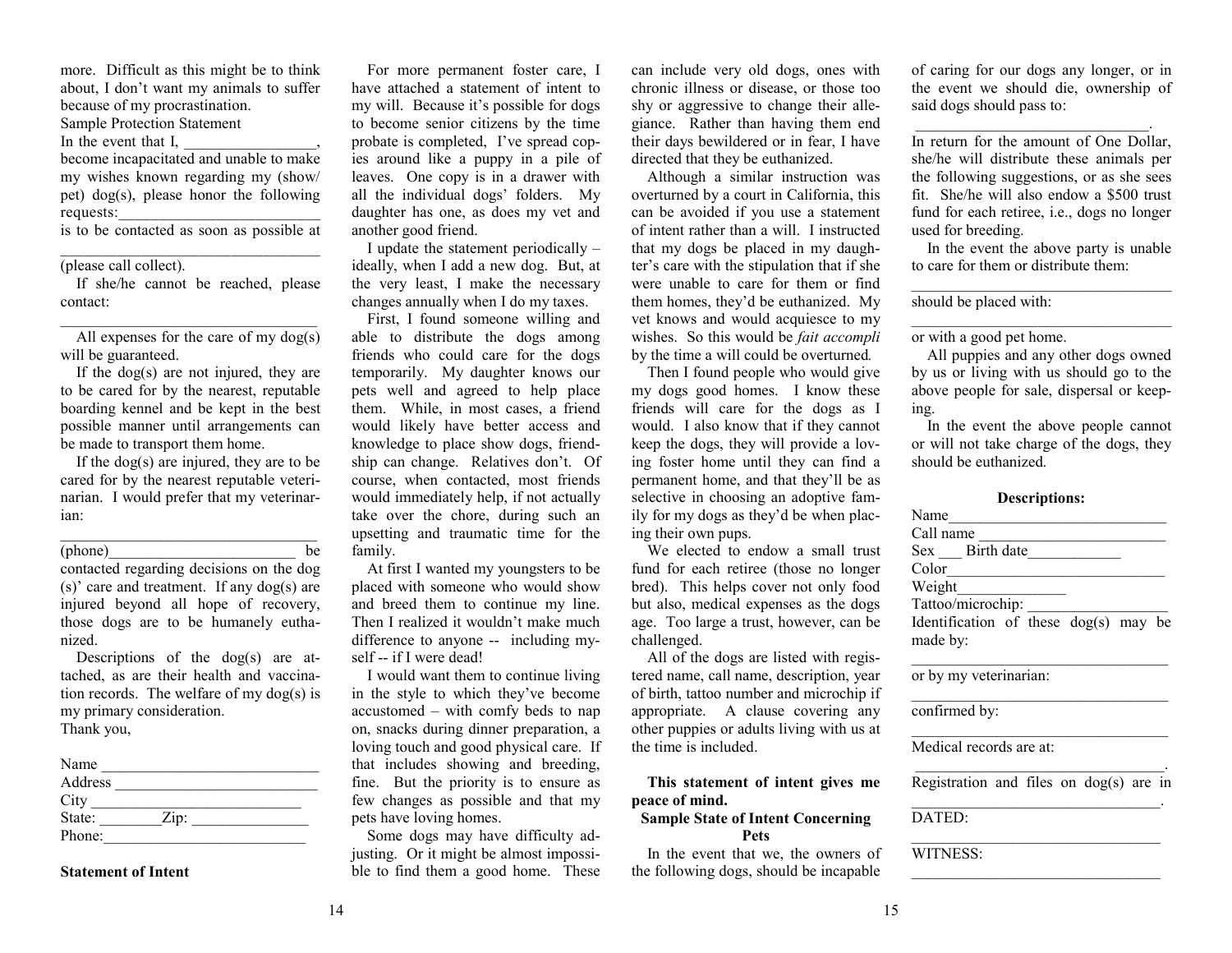more. Difficult as this might be to think about, I don't want my animals to suffer because of my procrastination.

Sample Protection Statement

In the event that I, _________________, become incapacitated and unable to make my wishes known regarding my (show/ pet) dog(s), please honor the following requests:__________________________ is to be contacted as soon as possible at

_________________________________ (please call collect).

If she/he cannot be reached, please contact:

_________________________________

All expenses for the care of my dog(s) will be guaranteed.

If the dog(s) are not injured, they are to be cared for by the nearest, reputable boarding kennel and be kept in the best possible manner until arrangements can be made to transport them home.

If the dog(s) are injured, they are to be cared for by the nearest reputable veterinarian. I would prefer that my veterinarian:

_________________________________

(phone)_________________________ be contacted regarding decisions on the dog(s)' care and treatment. If any dog(s) are injured beyond all hope of recovery, those dogs are to be humanely euthanized.

Descriptions of the dog(s) are attached, as are their health and vaccination records. The welfare of my dog(s) is my primary consideration.

Thank you,

Name ____________________________
Address __________________________
City ___________________________
State: ________Zip: _______________
Phone:__________________________

**Statement of Intent**

For more permanent foster care, I have attached a statement of intent to my will. Because it's possible for dogs to become senior citizens by the time probate is completed, I've spread copies around like a puppy in a pile of leaves. One copy is in a drawer with all the individual dogs' folders. My daughter has one, as does my vet and another good friend.

I update the statement periodically – ideally, when I add a new dog. But, at the very least, I make the necessary changes annually when I do my taxes.

First, I found someone willing and able to distribute the dogs among friends who could care for the dogs temporarily. My daughter knows our pets well and agreed to help place them. While, in most cases, a friend would likely have better access and knowledge to place show dogs, friendship can change. Relatives don't. Of course, when contacted, most friends would immediately help, if not actually take over the chore, during such an upsetting and traumatic time for the family.

At first I wanted my youngsters to be placed with someone who would show and breed them to continue my line. Then I realized it wouldn't make much difference to anyone -- including myself -- if I were dead!

I would want them to continue living in the style to which they've become accustomed – with comfy beds to nap on, snacks during dinner preparation, a loving touch and good physical care. If that includes showing and breeding, fine. But the priority is to ensure as few changes as possible and that my pets have loving homes.

Some dogs may have difficulty adjusting. Or it might be almost impossible to find them a good home. These can include very old dogs, ones with chronic illness or disease, or those too shy or aggressive to change their allegiance. Rather than having them end their days bewildered or in fear, I have directed that they be euthanized.

Although a similar instruction was overturned by a court in California, this can be avoided if you use a statement of intent rather than a will. I instructed that my dogs be placed in my daughter's care with the stipulation that if she were unable to care for them or find them homes, they'd be euthanized. My vet knows and would acquiesce to my wishes. So this would be *fait accompli* by the time a will could be overturned.

Then I found people who would give my dogs good homes. I know these friends will care for the dogs as I would. I also know that if they cannot keep the dogs, they will provide a loving foster home until they can find a permanent home, and that they'll be as selective in choosing an adoptive family for my dogs as they'd be when placing their own pups.

We elected to endow a small trust fund for each retiree (those no longer bred). This helps cover not only food but also, medical expenses as the dogs age. Too large a trust, however, can be challenged.

All of the dogs are listed with registered name, call name, description, year of birth, tattoo number and microchip if appropriate. A clause covering any other puppies or adults living with us at the time is included.

**This statement of intent gives me peace of mind.**

**Sample State of Intent Concerning Pets**

In the event that we, the owners of the following dogs, should be incapable of caring for our dogs any longer, or in the event we should die, ownership of said dogs should pass to:

_______________________________.

In return for the amount of One Dollar, she/he will distribute these animals per the following suggestions, or as she sees fit. She/he will also endow a $500 trust fund for each retiree, i.e., dogs no longer used for breeding.

In the event the above party is unable to care for them or distribute them:

_________________________________

should be placed with:

_________________________________

or with a good pet home.

All puppies and any other dogs owned by us or living with us should go to the above people for sale, dispersal or keeping.

In the event the above people cannot or will not take charge of the dogs, they should be euthanized.

**Descriptions:**

Name____________________________
Call name ________________________
Sex ___ Birth date____________
Color____________________________
Weight______________
Tattoo/microchip: __________________
Identification of these dog(s) may be made by:

_________________________________

or by my veterinarian:

_________________________________

confirmed by:

_________________________________

Medical records are at:

_________________________________.

Registration and files on dog(s) are in

_________________________________.

DATED:

_________________________________

WITNESS:

_________________________________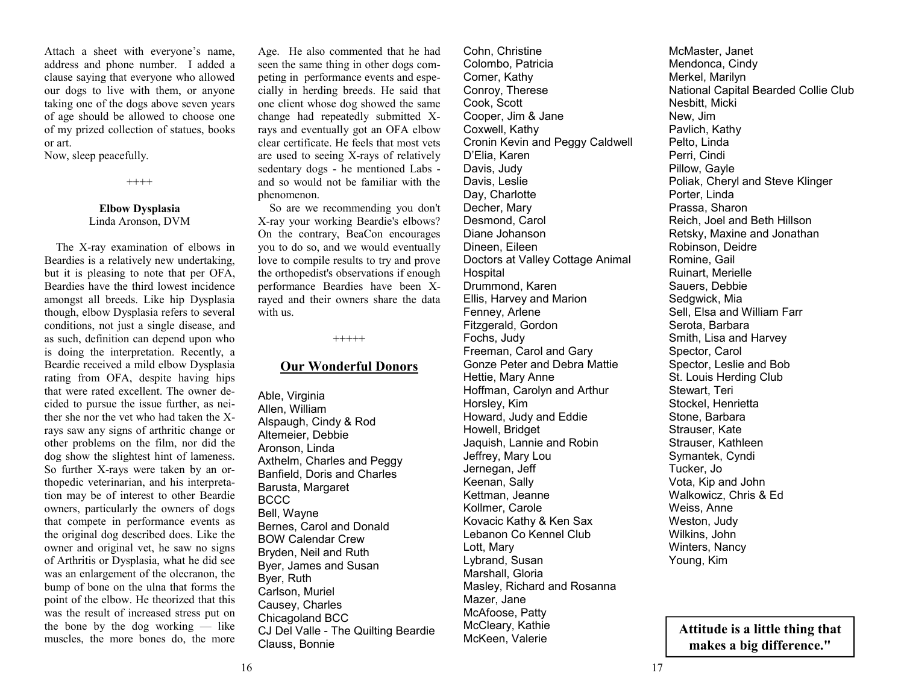Attach a sheet with everyone's name, address and phone number. I added a clause saying that everyone who allowed our dogs to live with them, or anyone taking one of the dogs above seven years of age should be allowed to choose one of my prized collection of statues, books or art.

Now, sleep peacefully.

++++

## Elbow Dysplasia

Linda Aronson, DVM

The X-ray examination of elbows in Beardies is a relatively new undertaking, but it is pleasing to note that per OFA, Beardies have the third lowest incidence amongst all breeds. Like hip Dysplasia though, elbow Dysplasia refers to several conditions, not just a single disease, and as such, definition can depend upon who is doing the interpretation. Recently, a Beardie received a mild elbow Dysplasia rating from OFA, despite having hips that were rated excellent. The owner decided to pursue the issue further, as neither she nor the vet who had taken the X-rays saw any signs of arthritic change or other problems on the film, nor did the dog show the slightest hint of lameness. So further X-rays were taken by an orthopedic veterinarian, and his interpretation may be of interest to other Beardie owners, particularly the owners of dogs that compete in performance events as the original dog described does. Like the owner and original vet, he saw no signs of Arthritis or Dysplasia, what he did see was an enlargement of the olecranon, the bump of bone on the ulna that forms the point of the elbow. He theorized that this was the result of increased stress put on the bone by the dog working — like muscles, the more bones do, the more Age. He also commented that he had seen the same thing in other dogs competing in performance events and especially in herding breeds. He said that one client whose dog showed the same change had repeatedly submitted X-rays and eventually got an OFA elbow clear certificate. He feels that most vets are used to seeing X-rays of relatively sedentary dogs - he mentioned Labs - and so would not be familiar with the phenomenon.

So are we recommending you don't X-ray your working Beardie's elbows? On the contrary, BeaCon encourages you to do so, and we would eventually love to compile results to try and prove the orthopedist's observations if enough performance Beardies have been X-rayed and their owners share the data with us.

+++++

## Our Wonderful Donors

Able, Virginia
Allen, William
Alspaugh, Cindy & Rod
Altemeier, Debbie
Aronson, Linda
Axthelm, Charles and Peggy
Banfield, Doris and Charles
Barusta, Margaret
BCCC
Bell, Wayne
Bernes, Carol and Donald
BOW Calendar Crew
Bryden, Neil and Ruth
Byer, James and Susan
Byer, Ruth
Carlson, Muriel
Causey, Charles
Chicagoland BCC
CJ Del Valle - The Quilting Beardie
Clauss, Bonnie
Cohn, Christine
Colombo, Patricia
Comer, Kathy
Conroy, Therese
Cook, Scott
Cooper, Jim & Jane
Coxwell, Kathy
Cronin Kevin and Peggy Caldwell
D'Elia, Karen
Davis, Judy
Davis, Leslie
Day, Charlotte
Decher, Mary
Desmond, Carol
Diane Johanson
Dineen, Eileen
Doctors at Valley Cottage Animal Hospital
Drummond, Karen
Ellis, Harvey and Marion
Fenney, Arlene
Fitzgerald, Gordon
Fochs, Judy
Freeman, Carol and Gary
Gonze Peter and Debra Mattie
Hettie, Mary Anne
Hoffman, Carolyn and Arthur
Horsley, Kim
Howard, Judy and Eddie
Howell, Bridget
Jaquish, Lannie and Robin
Jeffrey, Mary Lou
Jernegan, Jeff
Keenan, Sally
Kettman, Jeanne
Kollmer, Carole
Kovacic Kathy & Ken Sax
Lebanon Co Kennel Club
Lott, Mary
Lybrand, Susan
Marshall, Gloria
Masley, Richard and Rosanna
Mazer, Jane
McAfoose, Patty
McCleary, Kathie
McKeen, Valerie
McMaster, Janet
Mendonca, Cindy
Merkel, Marilyn
National Capital Bearded Collie Club
Nesbitt, Micki
New, Jim
Pavlich, Kathy
Pelto, Linda
Perri, Cindi
Pillow, Gayle
Poliak, Cheryl and Steve Klinger
Porter, Linda
Prassa, Sharon
Reich, Joel and Beth Hillson
Retsky, Maxine and Jonathan
Robinson, Deidre
Romine, Gail
Ruinart, Merielle
Sauers, Debbie
Sedgwick, Mia
Sell, Elsa and William Farr
Serota, Barbara
Smith, Lisa and Harvey
Spector, Carol
Spector, Leslie and Bob
St. Louis Herding Club
Stewart, Teri
Stockel, Henrietta
Stone, Barbara
Strauser, Kate
Strauser, Kathleen
Symantek, Cyndi
Tucker, Jo
Vota, Kip and John
Walkowicz, Chris & Ed
Weiss, Anne
Weston, Judy
Wilkins, John
Winters, Nancy
Young, Kim

**Attitude is a little thing that makes a big difference."**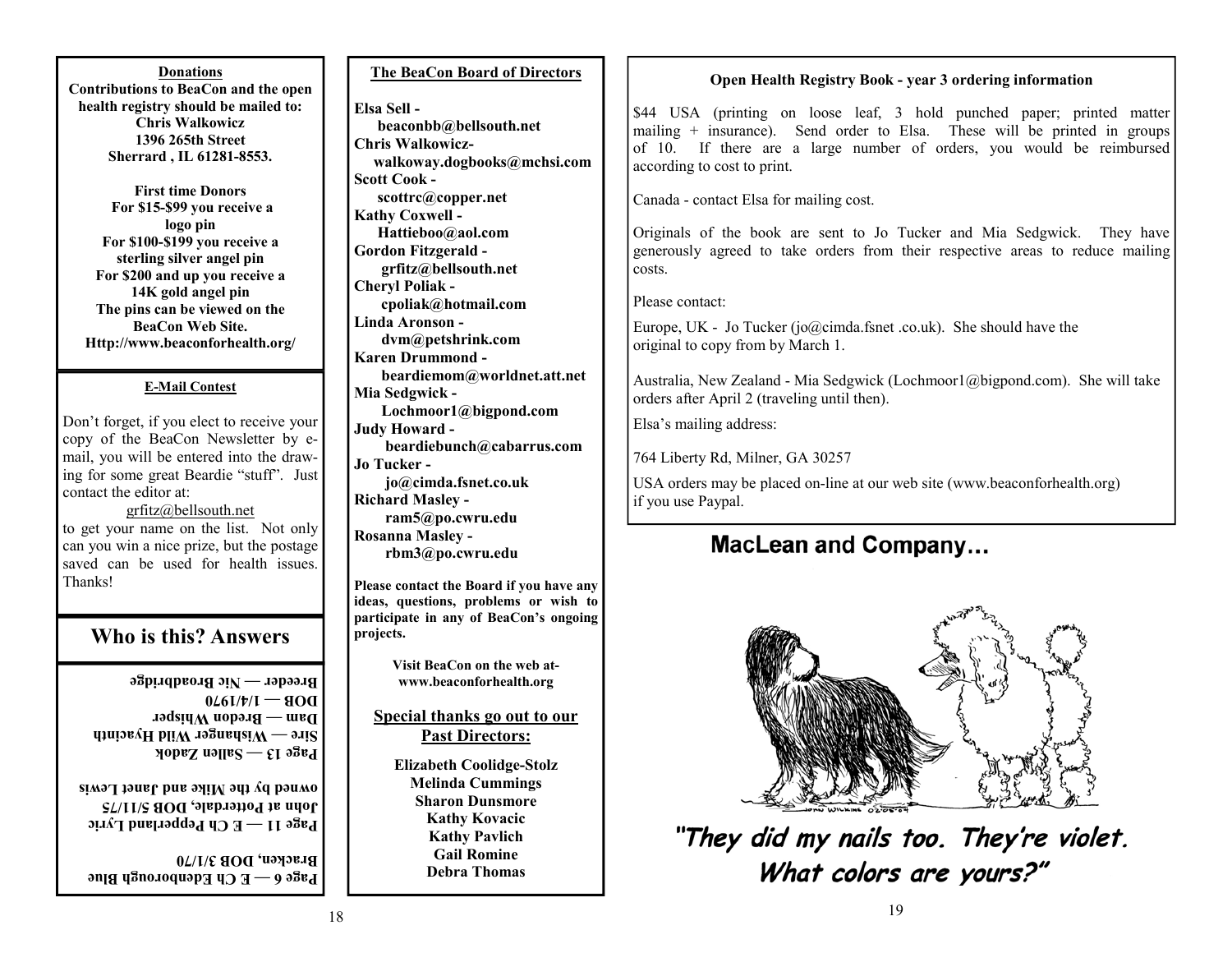**Donations**

**Contributions to BeaCon and the open health registry should be mailed to:**
**Chris Walkowicz**
**1396 265th Street**
**Sherrard , IL 61281-8553.**

**First time Donors**
**For $15-$99 you receive a logo pin**
**For $100-$199 you receive a sterling silver angel pin**
**For $200 and up you receive a 14K gold angel pin**
**The pins can be viewed on the BeaCon Web Site.**
**Http://www.beaconforhealth.org/**

**E-Mail Contest**

Don't forget, if you elect to receive your copy of the BeaCon Newsletter by e-mail, you will be entered into the drawing for some great Beardie "stuff". Just contact the editor at:

grfitz@bellsouth.net

to get your name on the list. Not only can you win a nice prize, but the postage saved can be used for health issues. Thanks!

## Who is this? Answers

**Page 6 — E Ch Edenborough Blue Bracken, DOB 3/1/70**

**Page 11 — E Ch Pepperland Lyric John at Potterdale, DOB 5/11/75 owned by the Mike and Janet Lewis**

**Page 13 — Sallen Zadok**
**Sire — Wishanger Wild Hyacinth**
**Dam — Bredon Whisper**
**DOB — 1/4/1970**
**Breeder — Nic Broadbridge**

**The BeaCon Board of Directors**

**Elsa Sell -**
**beaconbb@bellsouth.net**
**Chris Walkowicz-**
**walkoway.dogbooks@mchsi.com**
**Scott Cook -**
**scottrc@copper.net**
**Kathy Coxwell -**
**Hattieboo@aol.com**
**Gordon Fitzgerald -**
**grfitz@bellsouth.net**
**Cheryl Poliak -**
**cpoliak@hotmail.com**
**Linda Aronson -**
**dvm@petshrink.com**
**Karen Drummond -**
**beardiemom@worldnet.att.net**
**Mia Sedgwick -**
**Lochmoor1@bigpond.com**
**Judy Howard -**
**beardiebunch@cabarrus.com**
**Jo Tucker -**
**jo@cimda.fsnet.co.uk**
**Richard Masley -**
**ram5@po.cwru.edu**
**Rosanna Masley -**
**rbm3@po.cwru.edu**

**Please contact the Board if you have any ideas, questions, problems or wish to participate in any of BeaCon's ongoing projects.**

**Visit BeaCon on the web at- www.beaconforhealth.org**

**Special thanks go out to our Past Directors:**

**Elizabeth Coolidge-Stolz**
**Melinda Cummings**
**Sharon Dunsmore**
**Kathy Kovacic**
**Kathy Pavlich**
**Gail Romine**
**Debra Thomas**

**Open Health Registry Book - year 3 ordering information**

$44 USA (printing on loose leaf, 3 hold punched paper; printed matter mailing + insurance). Send order to Elsa. These will be printed in groups of 10. If there are a large number of orders, you would be reimbursed according to cost to print.

Canada - contact Elsa for mailing cost.

Originals of the book are sent to Jo Tucker and Mia Sedgwick. They have generously agreed to take orders from their respective areas to reduce mailing costs.

Please contact:

Europe, UK - Jo Tucker (jo@cimda.fsnet .co.uk). She should have the original to copy from by March 1.

Australia, New Zealand - Mia Sedgwick (Lochmoor1@bigpond.com). She will take orders after April 2 (traveling until then).

Elsa's mailing address:

764 Liberty Rd, Milner, GA 30257

USA orders may be placed on-line at our web site (www.beaconforhealth.org) if you use Paypal.

## MacLean and Company...

*"They did my nails too. They're violet. What colors are yours?"*